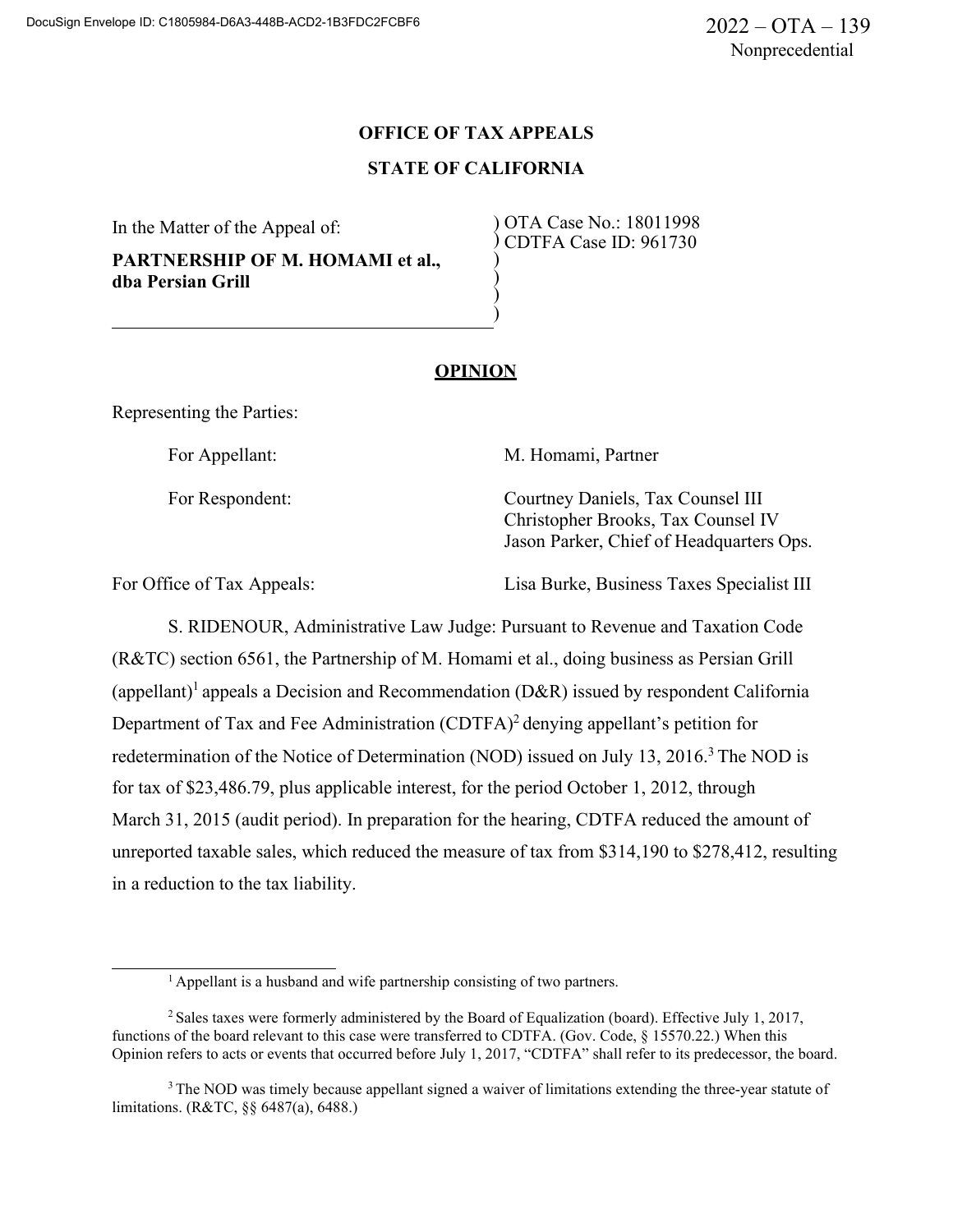DocuSign Envelope ID: C1805984-D6A3-448B-ACD2-1B3FDC2FCBF6

2022 – OTA – 139
Nonprecedential

**OFFICE OF TAX APPEALS**

**STATE OF CALIFORNIA**

| In the Matter of the Appeal of: **PARTNERSHIP OF M. HOMAMI et al., dba Persian Grill** | OTA Case No.: 18011998 CDTFA Case ID: 961730 |
| --- | --- |

## OPINION

Representing the Parties:

For Appellant: M. Homami, Partner

For Respondent: Courtney Daniels, Tax Counsel III
Christopher Brooks, Tax Counsel IV
Jason Parker, Chief of Headquarters Ops.

For Office of Tax Appeals: Lisa Burke, Business Taxes Specialist III

S. RIDENOUR, Administrative Law Judge: Pursuant to Revenue and Taxation Code (R&TC) section 6561, the Partnership of M. Homami et al., doing business as Persian Grill (appellant)[1] appeals a Decision and Recommendation (D&R) issued by respondent California Department of Tax and Fee Administration (CDTFA)[2] denying appellant's petition for redetermination of the Notice of Determination (NOD) issued on July 13, 2016.[3] The NOD is for tax of $23,486.79, plus applicable interest, for the period October 1, 2012, through March 31, 2015 (audit period). In preparation for the hearing, CDTFA reduced the amount of unreported taxable sales, which reduced the measure of tax from $314,190 to $278,412, resulting in a reduction to the tax liability.

---

[1] Appellant is a husband and wife partnership consisting of two partners.

[2] Sales taxes were formerly administered by the Board of Equalization (board). Effective July 1, 2017, functions of the board relevant to this case were transferred to CDTFA. (Gov. Code, § 15570.22.) When this Opinion refers to acts or events that occurred before July 1, 2017, "CDTFA" shall refer to its predecessor, the board.

[3] The NOD was timely because appellant signed a waiver of limitations extending the three-year statute of limitations. (R&TC, §§ 6487(a), 6488.)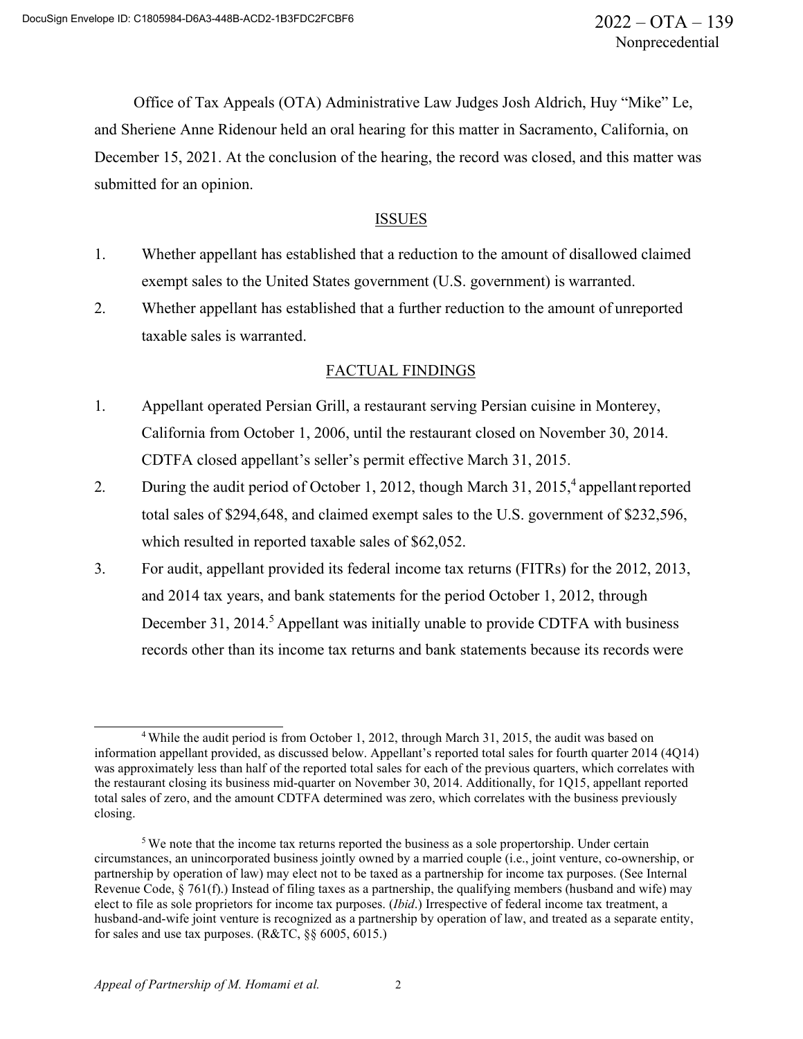Office of Tax Appeals (OTA) Administrative Law Judges Josh Aldrich, Huy "Mike" Le, and Sheriene Anne Ridenour held an oral hearing for this matter in Sacramento, California, on December 15, 2021. At the conclusion of the hearing, the record was closed, and this matter was submitted for an opinion.

## ISSUES

1. Whether appellant has established that a reduction to the amount of disallowed claimed exempt sales to the United States government (U.S. government) is warranted.
2. Whether appellant has established that a further reduction to the amount of unreported taxable sales is warranted.

## FACTUAL FINDINGS

1. Appellant operated Persian Grill, a restaurant serving Persian cuisine in Monterey, California from October 1, 2006, until the restaurant closed on November 30, 2014. CDTFA closed appellant's seller's permit effective March 31, 2015.
2. During the audit period of October 1, 2012, though March 31, 2015,[4] appellant reported total sales of $294,648, and claimed exempt sales to the U.S. government of $232,596, which resulted in reported taxable sales of $62,052.
3. For audit, appellant provided its federal income tax returns (FITRs) for the 2012, 2013, and 2014 tax years, and bank statements for the period October 1, 2012, through December 31, 2014.[5] Appellant was initially unable to provide CDTFA with business records other than its income tax returns and bank statements because its records were

---

[4] While the audit period is from October 1, 2012, through March 31, 2015, the audit was based on information appellant provided, as discussed below. Appellant's reported total sales for fourth quarter 2014 (4Q14) was approximately less than half of the reported total sales for each of the previous quarters, which correlates with the restaurant closing its business mid-quarter on November 30, 2014. Additionally, for 1Q15, appellant reported total sales of zero, and the amount CDTFA determined was zero, which correlates with the business previously closing.

[5] We note that the income tax returns reported the business as a sole propertorship. Under certain circumstances, an unincorporated business jointly owned by a married couple (i.e., joint venture, co-ownership, or partnership by operation of law) may elect not to be taxed as a partnership for income tax purposes. (See Internal Revenue Code, § 761(f).) Instead of filing taxes as a partnership, the qualifying members (husband and wife) may elect to file as sole proprietors for income tax purposes. (*Ibid*.) Irrespective of federal income tax treatment, a husband-and-wife joint venture is recognized as a partnership by operation of law, and treated as a separate entity, for sales and use tax purposes. (R&TC, §§ 6005, 6015.)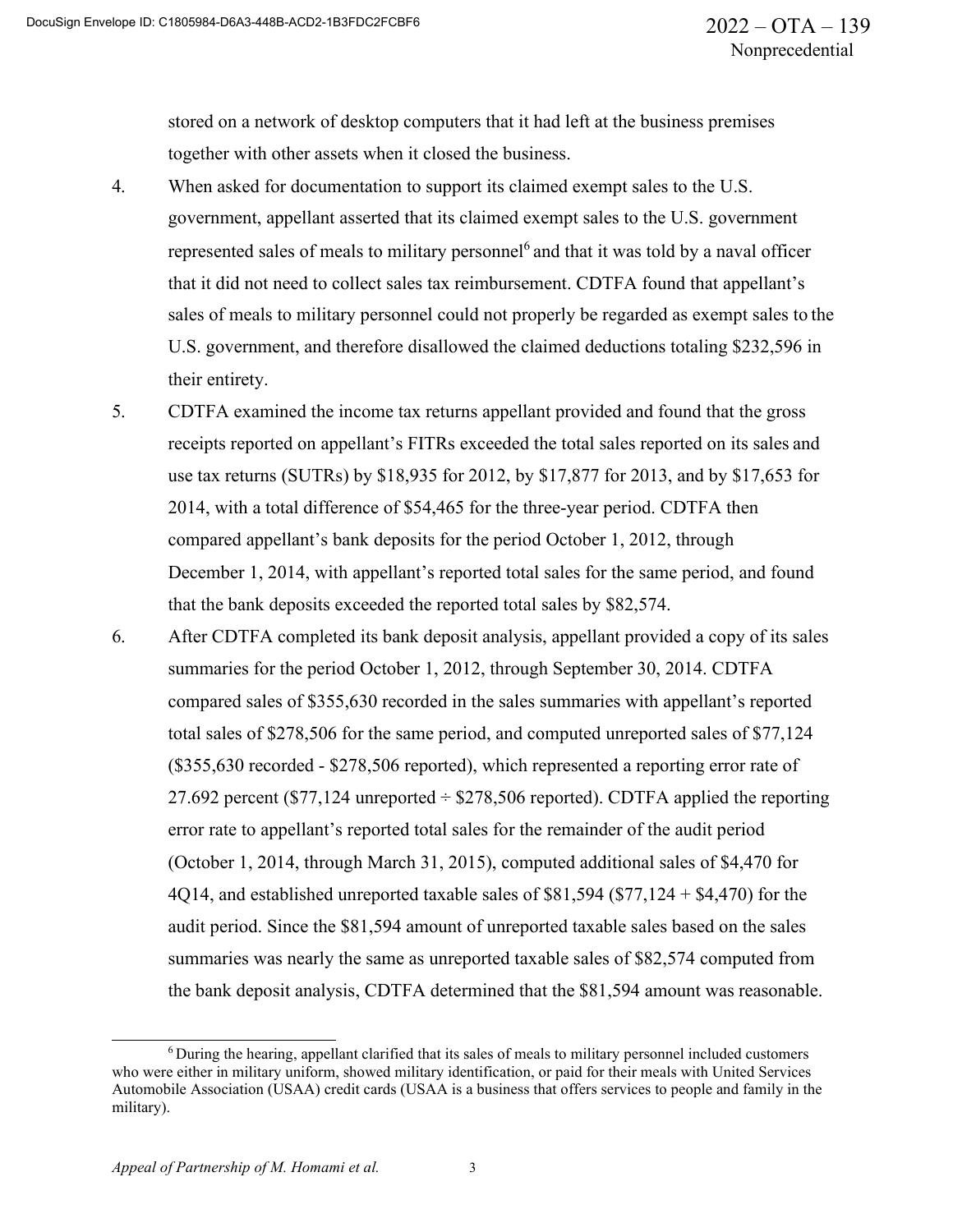stored on a network of desktop computers that it had left at the business premises together with other assets when it closed the business.

4. When asked for documentation to support its claimed exempt sales to the U.S. government, appellant asserted that its claimed exempt sales to the U.S. government represented sales of meals to military personnel[6] and that it was told by a naval officer that it did not need to collect sales tax reimbursement. CDTFA found that appellant's sales of meals to military personnel could not properly be regarded as exempt sales to the U.S. government, and therefore disallowed the claimed deductions totaling $232,596 in their entirety.

5. CDTFA examined the income tax returns appellant provided and found that the gross receipts reported on appellant's FITRs exceeded the total sales reported on its sales and use tax returns (SUTRs) by $18,935 for 2012, by $17,877 for 2013, and by $17,653 for 2014, with a total difference of $54,465 for the three-year period. CDTFA then compared appellant's bank deposits for the period October 1, 2012, through December 1, 2014, with appellant's reported total sales for the same period, and found that the bank deposits exceeded the reported total sales by $82,574.

6. After CDTFA completed its bank deposit analysis, appellant provided a copy of its sales summaries for the period October 1, 2012, through September 30, 2014. CDTFA compared sales of $355,630 recorded in the sales summaries with appellant's reported total sales of $278,506 for the same period, and computed unreported sales of $77,124 ($355,630 recorded - $278,506 reported), which represented a reporting error rate of 27.692 percent ($77,124 unreported ÷ $278,506 reported). CDTFA applied the reporting error rate to appellant's reported total sales for the remainder of the audit period (October 1, 2014, through March 31, 2015), computed additional sales of $4,470 for 4Q14, and established unreported taxable sales of $81,594 ($77,124 + $4,470) for the audit period. Since the $81,594 amount of unreported taxable sales based on the sales summaries was nearly the same as unreported taxable sales of $82,574 computed from the bank deposit analysis, CDTFA determined that the $81,594 amount was reasonable.

---

[6] During the hearing, appellant clarified that its sales of meals to military personnel included customers who were either in military uniform, showed military identification, or paid for their meals with United Services Automobile Association (USAA) credit cards (USAA is a business that offers services to people and family in the military).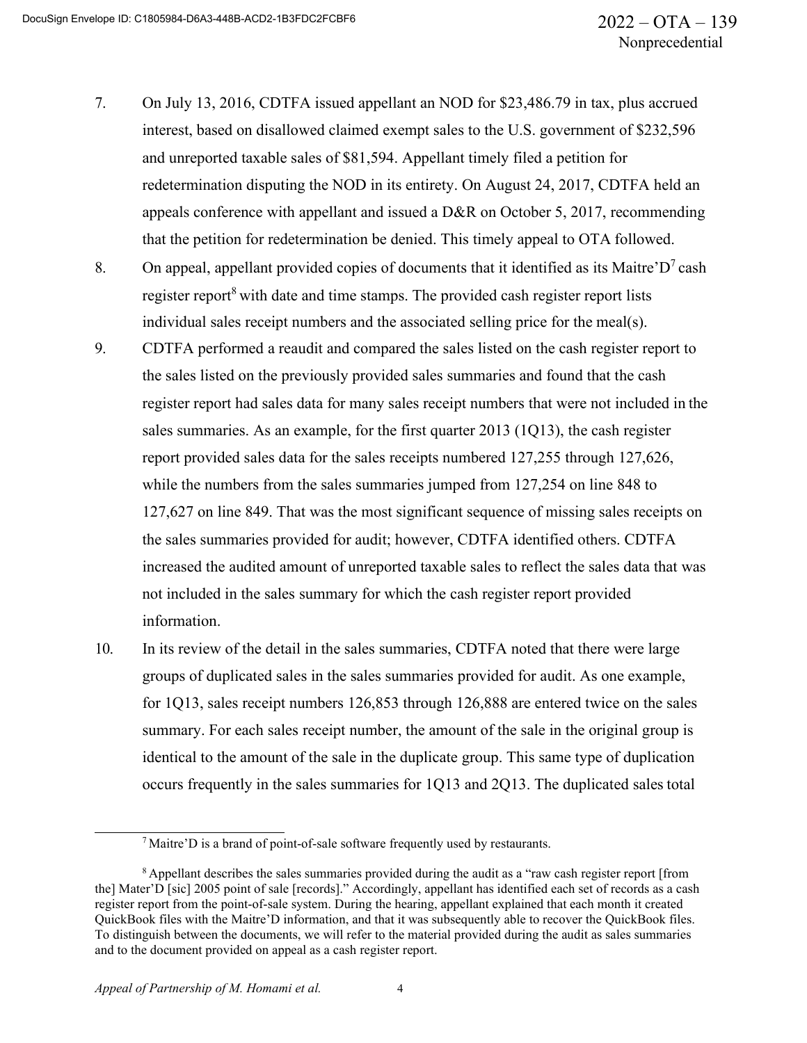7. On July 13, 2016, CDTFA issued appellant an NOD for $23,486.79 in tax, plus accrued interest, based on disallowed claimed exempt sales to the U.S. government of $232,596 and unreported taxable sales of $81,594. Appellant timely filed a petition for redetermination disputing the NOD in its entirety. On August 24, 2017, CDTFA held an appeals conference with appellant and issued a D&R on October 5, 2017, recommending that the petition for redetermination be denied. This timely appeal to OTA followed.

8. On appeal, appellant provided copies of documents that it identified as its Maitre'D[7] cash register report[8] with date and time stamps. The provided cash register report lists individual sales receipt numbers and the associated selling price for the meal(s).

9. CDTFA performed a reaudit and compared the sales listed on the cash register report to the sales listed on the previously provided sales summaries and found that the cash register report had sales data for many sales receipt numbers that were not included in the sales summaries. As an example, for the first quarter 2013 (1Q13), the cash register report provided sales data for the sales receipts numbered 127,255 through 127,626, while the numbers from the sales summaries jumped from 127,254 on line 848 to 127,627 on line 849. That was the most significant sequence of missing sales receipts on the sales summaries provided for audit; however, CDTFA identified others. CDTFA increased the audited amount of unreported taxable sales to reflect the sales data that was not included in the sales summary for which the cash register report provided information.

10. In its review of the detail in the sales summaries, CDTFA noted that there were large groups of duplicated sales in the sales summaries provided for audit. As one example, for 1Q13, sales receipt numbers 126,853 through 126,888 are entered twice on the sales summary. For each sales receipt number, the amount of the sale in the original group is identical to the amount of the sale in the duplicate group. This same type of duplication occurs frequently in the sales summaries for 1Q13 and 2Q13. The duplicated sales total

---

[7] Maitre'D is a brand of point-of-sale software frequently used by restaurants.

[8] Appellant describes the sales summaries provided during the audit as a "raw cash register report [from the] Mater'D [sic] 2005 point of sale [records]." Accordingly, appellant has identified each set of records as a cash register report from the point-of-sale system. During the hearing, appellant explained that each month it created QuickBook files with the Maitre'D information, and that it was subsequently able to recover the QuickBook files. To distinguish between the documents, we will refer to the material provided during the audit as sales summaries and to the document provided on appeal as a cash register report.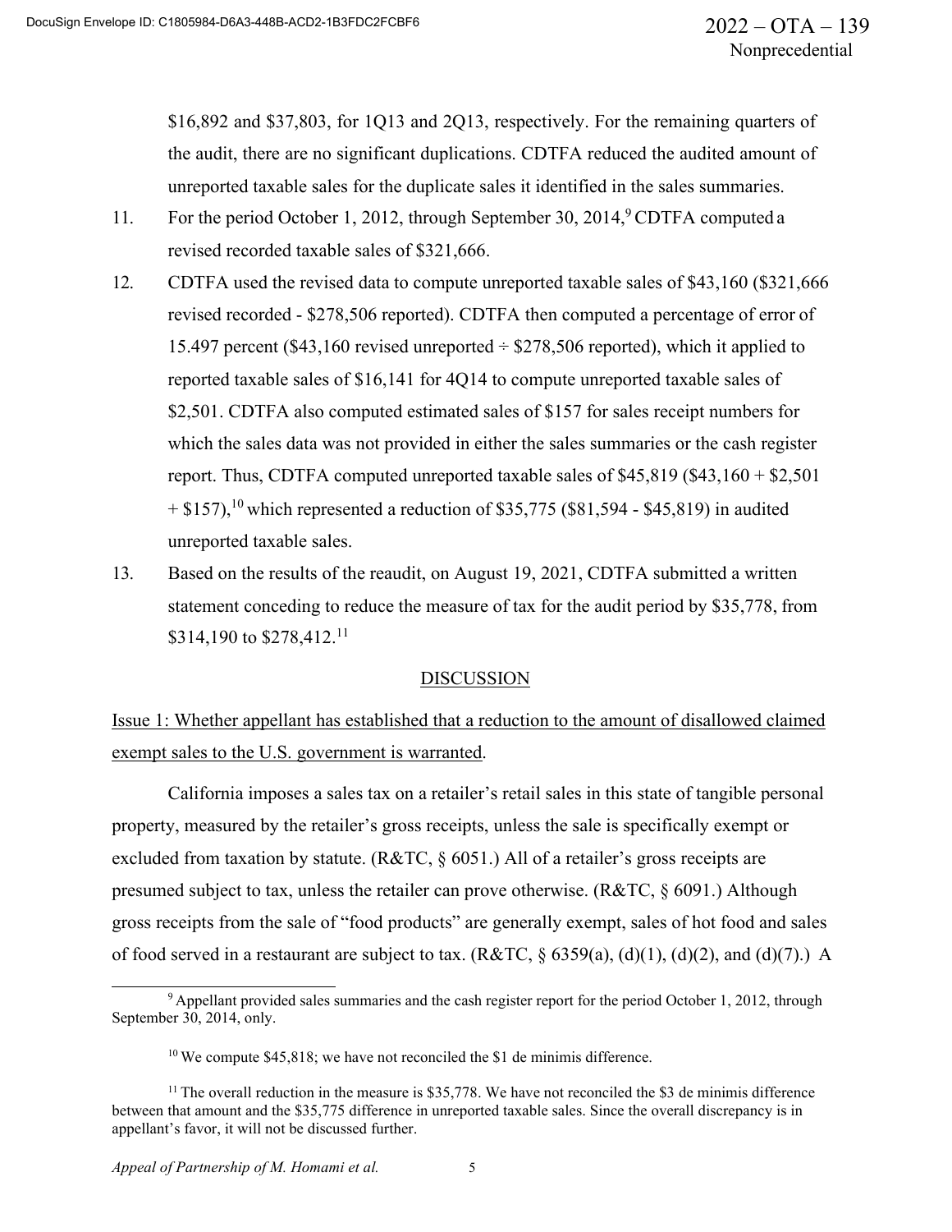$16,892 and $37,803, for 1Q13 and 2Q13, respectively. For the remaining quarters of the audit, there are no significant duplications. CDTFA reduced the audited amount of unreported taxable sales for the duplicate sales it identified in the sales summaries.

11. For the period October 1, 2012, through September 30, 2014,[9] CDTFA computed a revised recorded taxable sales of $321,666.
12. CDTFA used the revised data to compute unreported taxable sales of $43,160 ($321,666 revised recorded - $278,506 reported). CDTFA then computed a percentage of error of 15.497 percent ($43,160 revised unreported ÷ $278,506 reported), which it applied to reported taxable sales of $16,141 for 4Q14 to compute unreported taxable sales of $2,501. CDTFA also computed estimated sales of $157 for sales receipt numbers for which the sales data was not provided in either the sales summaries or the cash register report. Thus, CDTFA computed unreported taxable sales of $45,819 ($43,160 + $2,501 + $157),[10] which represented a reduction of $35,775 ($81,594 - $45,819) in audited unreported taxable sales.
13. Based on the results of the reaudit, on August 19, 2021, CDTFA submitted a written statement conceding to reduce the measure of tax for the audit period by $35,778, from $314,190 to $278,412.[11]

## DISCUSSION

Issue 1: Whether appellant has established that a reduction to the amount of disallowed claimed exempt sales to the U.S. government is warranted.

California imposes a sales tax on a retailer's retail sales in this state of tangible personal property, measured by the retailer's gross receipts, unless the sale is specifically exempt or excluded from taxation by statute. (R&TC, § 6051.) All of a retailer's gross receipts are presumed subject to tax, unless the retailer can prove otherwise. (R&TC, § 6091.) Although gross receipts from the sale of "food products" are generally exempt, sales of hot food and sales of food served in a restaurant are subject to tax. (R&TC, § 6359(a), (d)(1), (d)(2), and (d)(7).) A

---

[9] Appellant provided sales summaries and the cash register report for the period October 1, 2012, through September 30, 2014, only.

[10] We compute $45,818; we have not reconciled the $1 de minimis difference.

[11] The overall reduction in the measure is $35,778. We have not reconciled the $3 de minimis difference between that amount and the $35,775 difference in unreported taxable sales. Since the overall discrepancy is in appellant's favor, it will not be discussed further.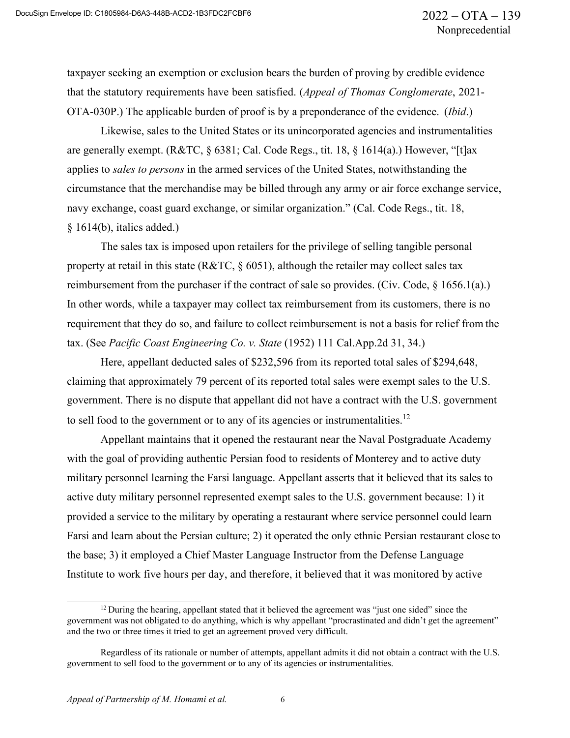taxpayer seeking an exemption or exclusion bears the burden of proving by credible evidence that the statutory requirements have been satisfied. (*Appeal of Thomas Conglomerate*, 2021-OTA-030P.) The applicable burden of proof is by a preponderance of the evidence. (*Ibid*.)

Likewise, sales to the United States or its unincorporated agencies and instrumentalities are generally exempt. (R&TC, § 6381; Cal. Code Regs., tit. 18, § 1614(a).) However, "[t]ax applies to *sales to persons* in the armed services of the United States, notwithstanding the circumstance that the merchandise may be billed through any army or air force exchange service, navy exchange, coast guard exchange, or similar organization." (Cal. Code Regs., tit. 18, § 1614(b), italics added.)

The sales tax is imposed upon retailers for the privilege of selling tangible personal property at retail in this state (R&TC, § 6051), although the retailer may collect sales tax reimbursement from the purchaser if the contract of sale so provides. (Civ. Code, § 1656.1(a).) In other words, while a taxpayer may collect tax reimbursement from its customers, there is no requirement that they do so, and failure to collect reimbursement is not a basis for relief from the tax. (See *Pacific Coast Engineering Co. v. State* (1952) 111 Cal.App.2d 31, 34.)

Here, appellant deducted sales of $232,596 from its reported total sales of $294,648, claiming that approximately 79 percent of its reported total sales were exempt sales to the U.S. government. There is no dispute that appellant did not have a contract with the U.S. government to sell food to the government or to any of its agencies or instrumentalities.[12]

Appellant maintains that it opened the restaurant near the Naval Postgraduate Academy with the goal of providing authentic Persian food to residents of Monterey and to active duty military personnel learning the Farsi language. Appellant asserts that it believed that its sales to active duty military personnel represented exempt sales to the U.S. government because: 1) it provided a service to the military by operating a restaurant where service personnel could learn Farsi and learn about the Persian culture; 2) it operated the only ethnic Persian restaurant close to the base; 3) it employed a Chief Master Language Instructor from the Defense Language Institute to work five hours per day, and therefore, it believed that it was monitored by active

[12] During the hearing, appellant stated that it believed the agreement was "just one sided" since the government was not obligated to do anything, which is why appellant "procrastinated and didn't get the agreement" and the two or three times it tried to get an agreement proved very difficult.

Regardless of its rationale or number of attempts, appellant admits it did not obtain a contract with the U.S. government to sell food to the government or to any of its agencies or instrumentalities.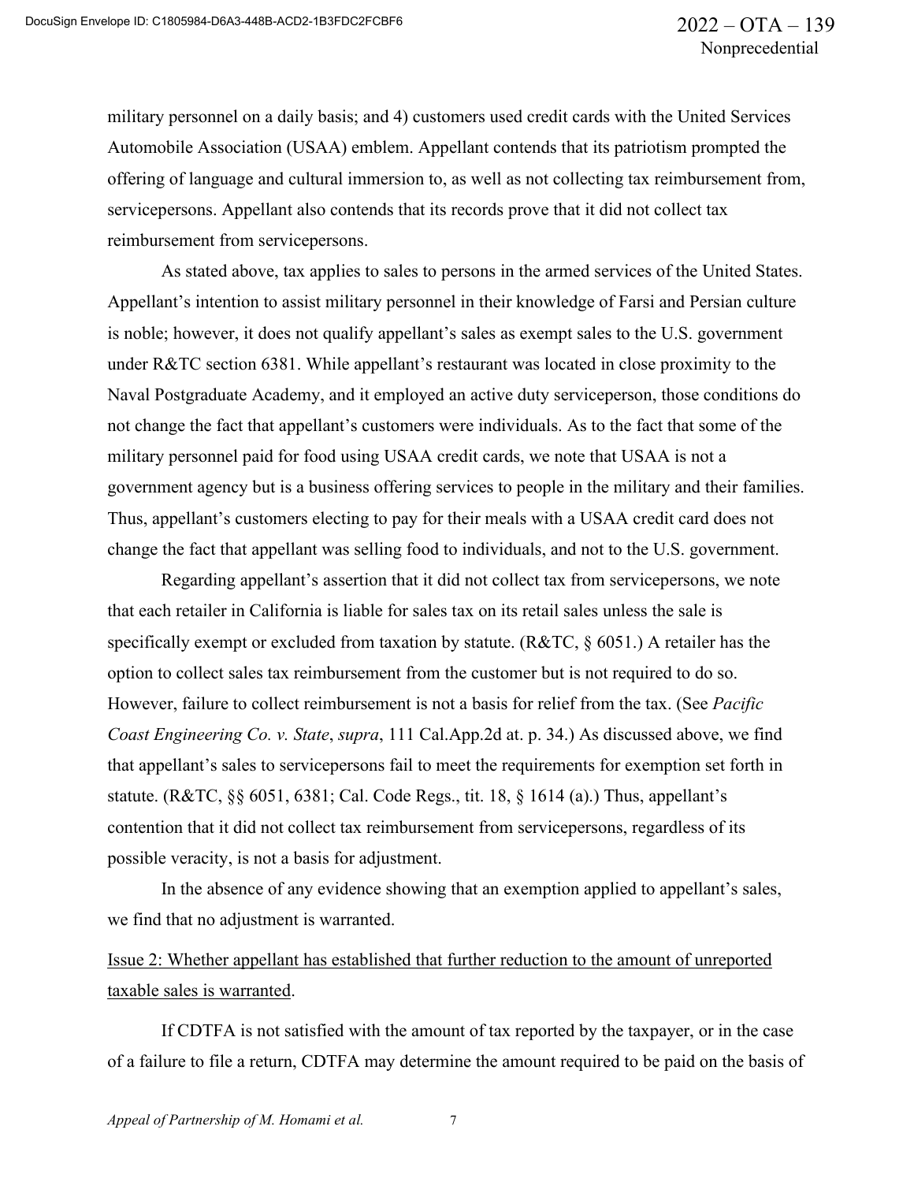military personnel on a daily basis; and 4) customers used credit cards with the United Services Automobile Association (USAA) emblem. Appellant contends that its patriotism prompted the offering of language and cultural immersion to, as well as not collecting tax reimbursement from, servicepersons. Appellant also contends that its records prove that it did not collect tax reimbursement from servicepersons.

As stated above, tax applies to sales to persons in the armed services of the United States. Appellant's intention to assist military personnel in their knowledge of Farsi and Persian culture is noble; however, it does not qualify appellant's sales as exempt sales to the U.S. government under R&TC section 6381. While appellant's restaurant was located in close proximity to the Naval Postgraduate Academy, and it employed an active duty serviceperson, those conditions do not change the fact that appellant's customers were individuals. As to the fact that some of the military personnel paid for food using USAA credit cards, we note that USAA is not a government agency but is a business offering services to people in the military and their families. Thus, appellant's customers electing to pay for their meals with a USAA credit card does not change the fact that appellant was selling food to individuals, and not to the U.S. government.

Regarding appellant's assertion that it did not collect tax from servicepersons, we note that each retailer in California is liable for sales tax on its retail sales unless the sale is specifically exempt or excluded from taxation by statute. (R&TC, § 6051.) A retailer has the option to collect sales tax reimbursement from the customer but is not required to do so. However, failure to collect reimbursement is not a basis for relief from the tax. (See *Pacific Coast Engineering Co. v. State*, *supra*, 111 Cal.App.2d at. p. 34.) As discussed above, we find that appellant's sales to servicepersons fail to meet the requirements for exemption set forth in statute. (R&TC, §§ 6051, 6381; Cal. Code Regs., tit. 18, § 1614 (a).) Thus, appellant's contention that it did not collect tax reimbursement from servicepersons, regardless of its possible veracity, is not a basis for adjustment.

In the absence of any evidence showing that an exemption applied to appellant's sales, we find that no adjustment is warranted.

<u>Issue 2: Whether appellant has established that further reduction to the amount of unreported taxable sales is warranted</u>.

If CDTFA is not satisfied with the amount of tax reported by the taxpayer, or in the case of a failure to file a return, CDTFA may determine the amount required to be paid on the basis of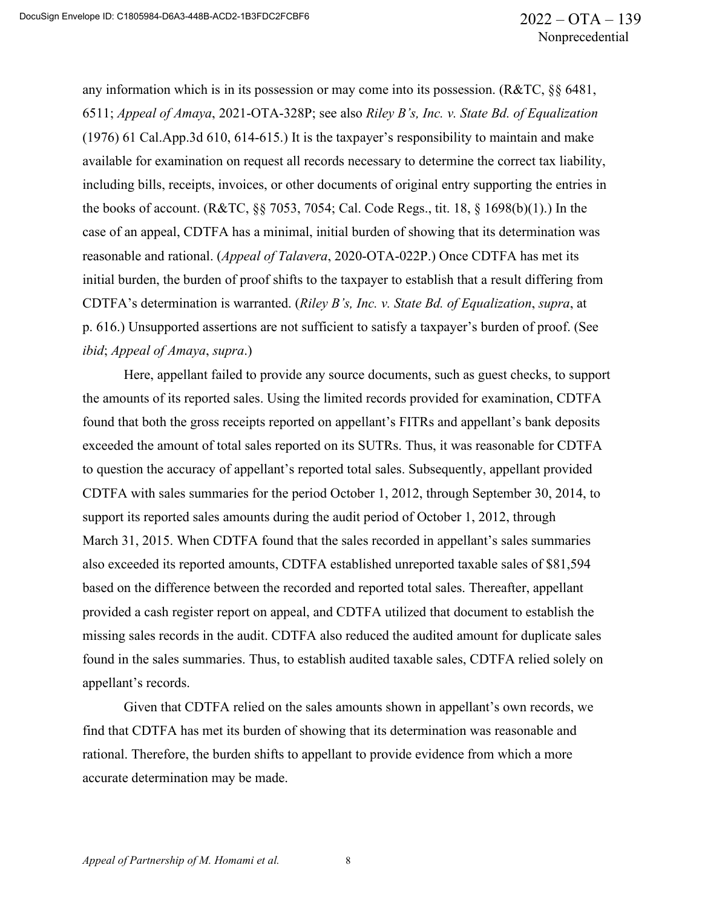any information which is in its possession or may come into its possession. (R&TC, §§ 6481, 6511; *Appeal of Amaya*, 2021-OTA-328P; see also *Riley B's, Inc. v. State Bd. of Equalization* (1976) 61 Cal.App.3d 610, 614-615.) It is the taxpayer's responsibility to maintain and make available for examination on request all records necessary to determine the correct tax liability, including bills, receipts, invoices, or other documents of original entry supporting the entries in the books of account. (R&TC, §§ 7053, 7054; Cal. Code Regs., tit. 18, § 1698(b)(1).) In the case of an appeal, CDTFA has a minimal, initial burden of showing that its determination was reasonable and rational. (*Appeal of Talavera*, 2020-OTA-022P.) Once CDTFA has met its initial burden, the burden of proof shifts to the taxpayer to establish that a result differing from CDTFA's determination is warranted. (*Riley B's, Inc. v. State Bd. of Equalization*, *supra*, at p. 616.) Unsupported assertions are not sufficient to satisfy a taxpayer's burden of proof. (See *ibid*; *Appeal of Amaya*, *supra*.)

Here, appellant failed to provide any source documents, such as guest checks, to support the amounts of its reported sales. Using the limited records provided for examination, CDTFA found that both the gross receipts reported on appellant's FITRs and appellant's bank deposits exceeded the amount of total sales reported on its SUTRs. Thus, it was reasonable for CDTFA to question the accuracy of appellant's reported total sales. Subsequently, appellant provided CDTFA with sales summaries for the period October 1, 2012, through September 30, 2014, to support its reported sales amounts during the audit period of October 1, 2012, through March 31, 2015. When CDTFA found that the sales recorded in appellant's sales summaries also exceeded its reported amounts, CDTFA established unreported taxable sales of $81,594 based on the difference between the recorded and reported total sales. Thereafter, appellant provided a cash register report on appeal, and CDTFA utilized that document to establish the missing sales records in the audit. CDTFA also reduced the audited amount for duplicate sales found in the sales summaries. Thus, to establish audited taxable sales, CDTFA relied solely on appellant's records.

Given that CDTFA relied on the sales amounts shown in appellant's own records, we find that CDTFA has met its burden of showing that its determination was reasonable and rational. Therefore, the burden shifts to appellant to provide evidence from which a more accurate determination may be made.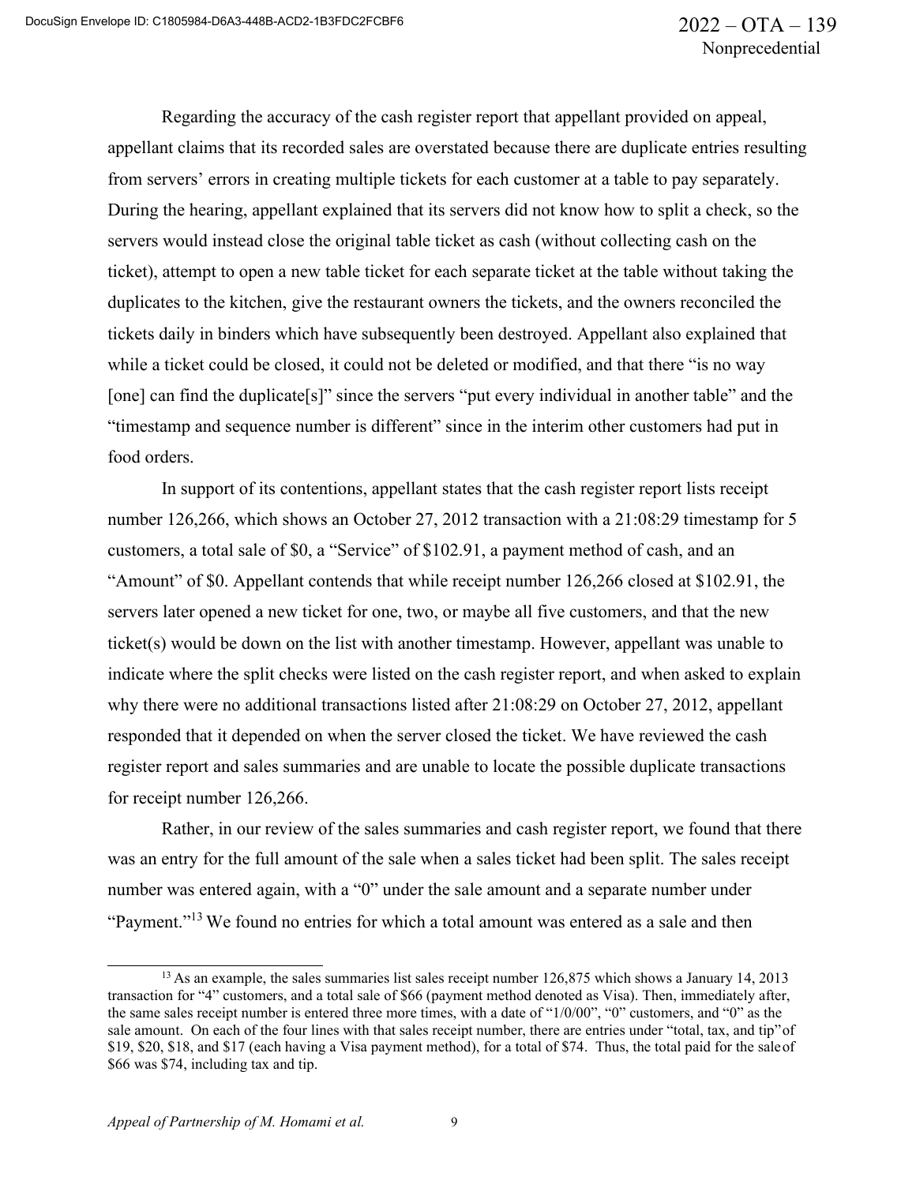Regarding the accuracy of the cash register report that appellant provided on appeal, appellant claims that its recorded sales are overstated because there are duplicate entries resulting from servers' errors in creating multiple tickets for each customer at a table to pay separately. During the hearing, appellant explained that its servers did not know how to split a check, so the servers would instead close the original table ticket as cash (without collecting cash on the ticket), attempt to open a new table ticket for each separate ticket at the table without taking the duplicates to the kitchen, give the restaurant owners the tickets, and the owners reconciled the tickets daily in binders which have subsequently been destroyed. Appellant also explained that while a ticket could be closed, it could not be deleted or modified, and that there "is no way [one] can find the duplicate[s]" since the servers "put every individual in another table" and the "timestamp and sequence number is different" since in the interim other customers had put in food orders.

In support of its contentions, appellant states that the cash register report lists receipt number 126,266, which shows an October 27, 2012 transaction with a 21:08:29 timestamp for 5 customers, a total sale of $0, a "Service" of $102.91, a payment method of cash, and an "Amount" of $0. Appellant contends that while receipt number 126,266 closed at $102.91, the servers later opened a new ticket for one, two, or maybe all five customers, and that the new ticket(s) would be down on the list with another timestamp. However, appellant was unable to indicate where the split checks were listed on the cash register report, and when asked to explain why there were no additional transactions listed after 21:08:29 on October 27, 2012, appellant responded that it depended on when the server closed the ticket. We have reviewed the cash register report and sales summaries and are unable to locate the possible duplicate transactions for receipt number 126,266.

Rather, in our review of the sales summaries and cash register report, we found that there was an entry for the full amount of the sale when a sales ticket had been split. The sales receipt number was entered again, with a "0" under the sale amount and a separate number under "Payment."[13] We found no entries for which a total amount was entered as a sale and then

---

[13] As an example, the sales summaries list sales receipt number 126,875 which shows a January 14, 2013 transaction for "4" customers, and a total sale of $66 (payment method denoted as Visa). Then, immediately after, the same sales receipt number is entered three more times, with a date of "1/0/00", "0" customers, and "0" as the sale amount. On each of the four lines with that sales receipt number, there are entries under "total, tax, and tip" of $19, $20, $18, and $17 (each having a Visa payment method), for a total of $74. Thus, the total paid for the sale of $66 was $74, including tax and tip.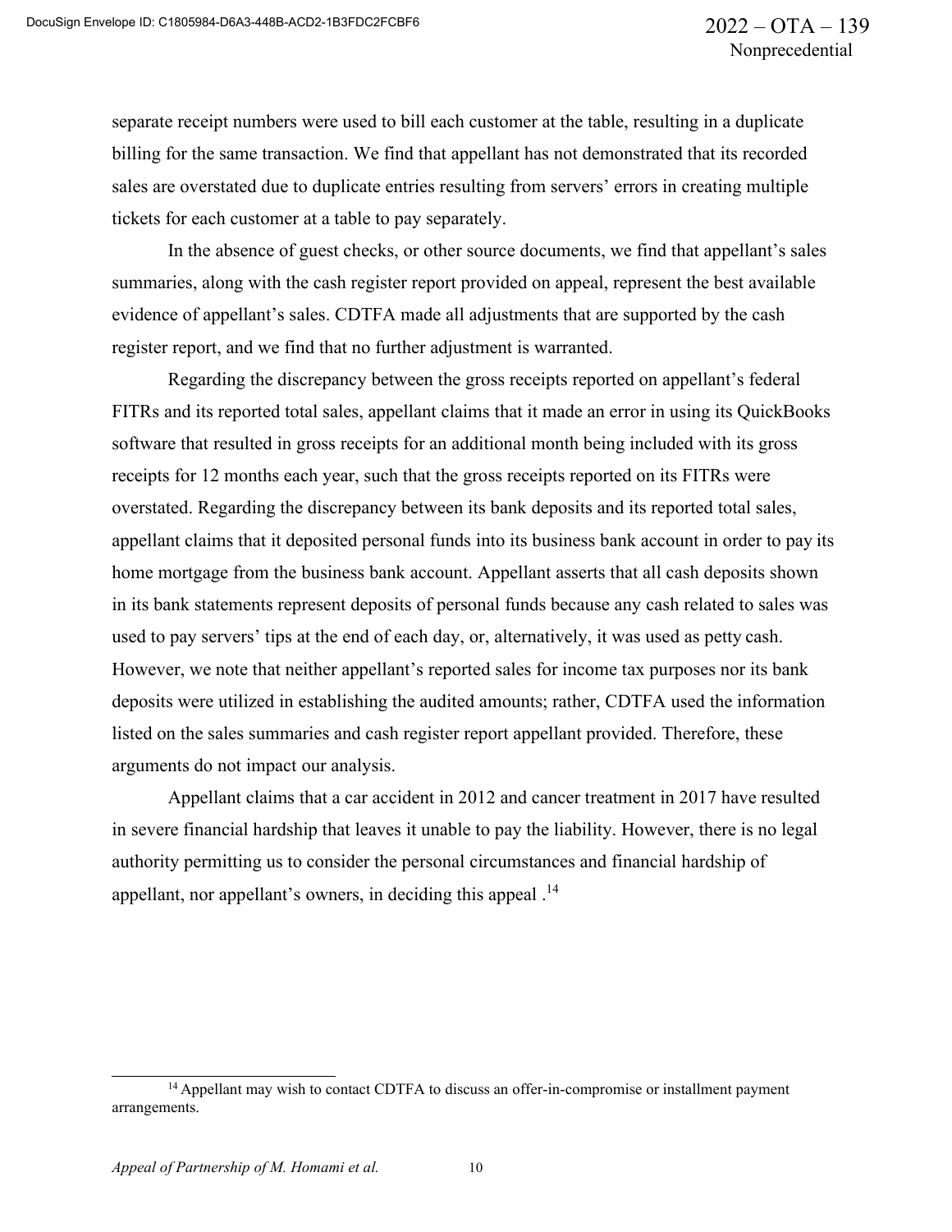separate receipt numbers were used to bill each customer at the table, resulting in a duplicate billing for the same transaction. We find that appellant has not demonstrated that its recorded sales are overstated due to duplicate entries resulting from servers' errors in creating multiple tickets for each customer at a table to pay separately.

In the absence of guest checks, or other source documents, we find that appellant's sales summaries, along with the cash register report provided on appeal, represent the best available evidence of appellant's sales. CDTFA made all adjustments that are supported by the cash register report, and we find that no further adjustment is warranted.

Regarding the discrepancy between the gross receipts reported on appellant's federal FITRs and its reported total sales, appellant claims that it made an error in using its QuickBooks software that resulted in gross receipts for an additional month being included with its gross receipts for 12 months each year, such that the gross receipts reported on its FITRs were overstated. Regarding the discrepancy between its bank deposits and its reported total sales, appellant claims that it deposited personal funds into its business bank account in order to pay its home mortgage from the business bank account. Appellant asserts that all cash deposits shown in its bank statements represent deposits of personal funds because any cash related to sales was used to pay servers' tips at the end of each day, or, alternatively, it was used as petty cash. However, we note that neither appellant's reported sales for income tax purposes nor its bank deposits were utilized in establishing the audited amounts; rather, CDTFA used the information listed on the sales summaries and cash register report appellant provided. Therefore, these arguments do not impact our analysis.

Appellant claims that a car accident in 2012 and cancer treatment in 2017 have resulted in severe financial hardship that leaves it unable to pay the liability. However, there is no legal authority permitting us to consider the personal circumstances and financial hardship of appellant, nor appellant's owners, in deciding this appeal .[14]

[14] Appellant may wish to contact CDTFA to discuss an offer-in-compromise or installment payment arrangements.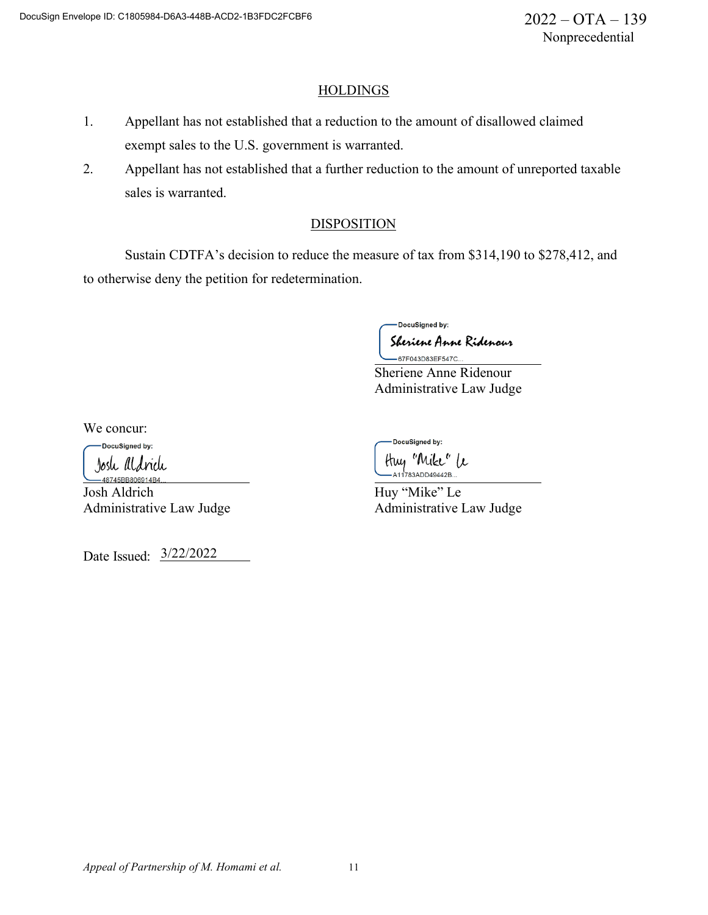## HOLDINGS

1. Appellant has not established that a reduction to the amount of disallowed claimed exempt sales to the U.S. government is warranted.
2. Appellant has not established that a further reduction to the amount of unreported taxable sales is warranted.

## DISPOSITION

Sustain CDTFA's decision to reduce the measure of tax from $314,190 to $278,412, and to otherwise deny the petition for redetermination.

DocuSigned by:
Sheriene Anne Ridenour
67F043D83EF547C...

Sheriene Anne Ridenour
Administrative Law Judge

We concur:

DocuSigned by:
Josh Aldrich
48745BB806914B4...

Josh Aldrich
Administrative Law Judge

DocuSigned by:
Huy "Mike" Le
A11783ADD49442B...

Huy "Mike" Le
Administrative Law Judge

Date Issued: 3/22/2022